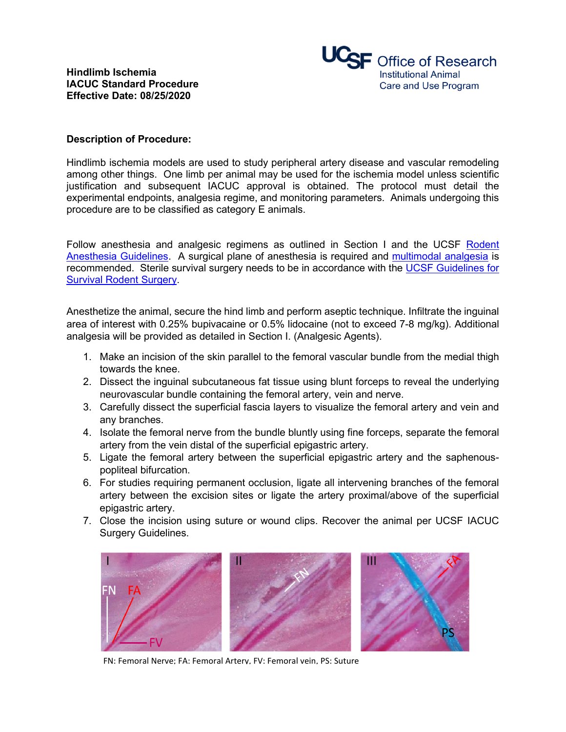**Hindlimb Ischemia**
**IACUC Standard Procedure**
**Effective Date: 08/25/2020**

UCSF Office of Research
Institutional Animal Care and Use Program

**Description of Procedure:**

Hindlimb ischemia models are used to study peripheral artery disease and vascular remodeling among other things. One limb per animal may be used for the ischemia model unless scientific justification and subsequent IACUC approval is obtained. The protocol must detail the experimental endpoints, analgesia regime, and monitoring parameters. Animals undergoing this procedure are to be classified as category E animals.

Follow anesthesia and analgesic regimens as outlined in Section I and the UCSF Rodent Anesthesia Guidelines. A surgical plane of anesthesia is required and multimodal analgesia is recommended. Sterile survival surgery needs to be in accordance with the UCSF Guidelines for Survival Rodent Surgery.

Anesthetize the animal, secure the hind limb and perform aseptic technique. Infiltrate the inguinal area of interest with 0.25% bupivacaine or 0.5% lidocaine (not to exceed 7-8 mg/kg). Additional analgesia will be provided as detailed in Section I. (Analgesic Agents).

1. Make an incision of the skin parallel to the femoral vascular bundle from the medial thigh towards the knee.
2. Dissect the inguinal subcutaneous fat tissue using blunt forceps to reveal the underlying neurovascular bundle containing the femoral artery, vein and nerve.
3. Carefully dissect the superficial fascia layers to visualize the femoral artery and vein and any branches.
4. Isolate the femoral nerve from the bundle bluntly using fine forceps, separate the femoral artery from the vein distal of the superficial epigastric artery.
5. Ligate the femoral artery between the superficial epigastric artery and the saphenous-popliteal bifurcation.
6. For studies requiring permanent occlusion, ligate all intervening branches of the femoral artery between the excision sites or ligate the artery proximal/above of the superficial epigastric artery.
7. Close the incision using suture or wound clips. Recover the animal per UCSF IACUC Surgery Guidelines.

FN: Femoral Nerve; FA: Femoral Artery, FV: Femoral vein, PS: Suture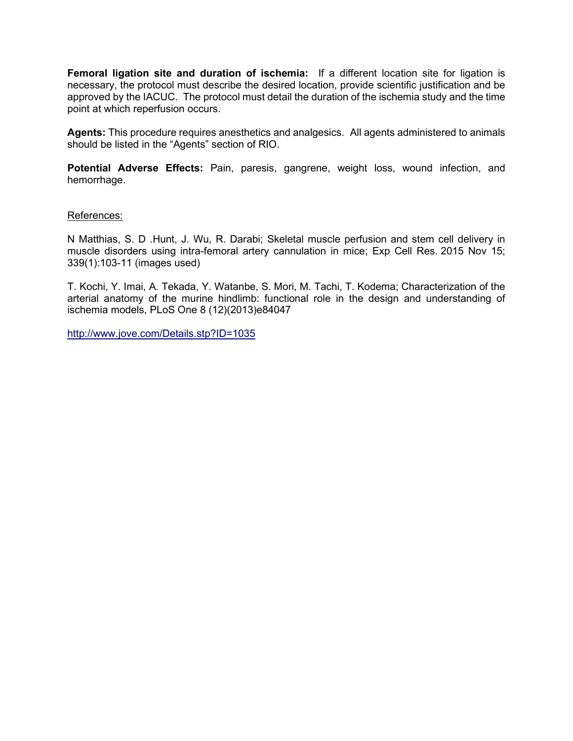**Femoral ligation site and duration of ischemia:** If a different location site for ligation is necessary, the protocol must describe the desired location, provide scientific justification and be approved by the IACUC. The protocol must detail the duration of the ischemia study and the time point at which reperfusion occurs.

**Agents:** This procedure requires anesthetics and analgesics. All agents administered to animals should be listed in the "Agents" section of RIO.

**Potential Adverse Effects:** Pain, paresis, gangrene, weight loss, wound infection, and hemorrhage.

<u>References:</u>

N Matthias, S. D .Hunt, J. Wu, R. Darabi; Skeletal muscle perfusion and stem cell delivery in muscle disorders using intra-femoral artery cannulation in mice; Exp Cell Res. 2015 Nov 15; 339(1):103-11 (images used)

T. Kochi, Y. Imai, A. Tekada, Y. Watanbe, S. Mori, M. Tachi, T. Kodema; Characterization of the arterial anatomy of the murine hindlimb: functional role in the design and understanding of ischemia models, PLoS One 8 (12)(2013)e84047

http://www.jove.com/Details.stp?ID=1035